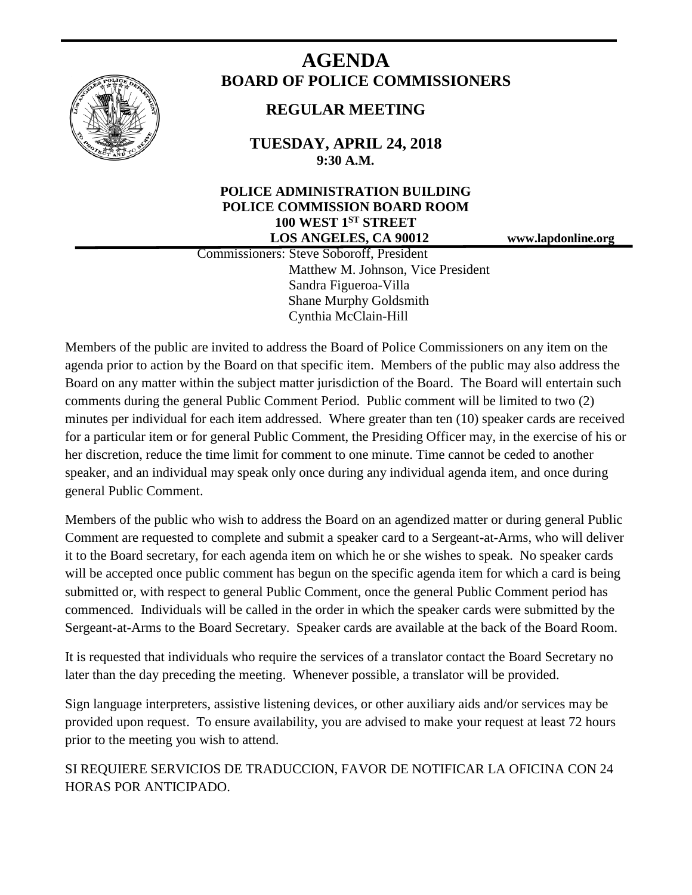# AGENDA

## BOARD OF POLICE COMMISSIONERS

### REGULAR MEETING

**TUESDAY, APRIL 24, 2018**
**9:30 A.M.**

**POLICE ADMINISTRATION BUILDING**
**POLICE COMMISSION BOARD ROOM**
**100 WEST 1ST STREET**
**LOS ANGELES, CA 90012**

**www.lapdonline.org**

Commissioners: Steve Soboroff, President
Matthew M. Johnson, Vice President
Sandra Figueroa-Villa
Shane Murphy Goldsmith
Cynthia McClain-Hill

Members of the public are invited to address the Board of Police Commissioners on any item on the agenda prior to action by the Board on that specific item. Members of the public may also address the Board on any matter within the subject matter jurisdiction of the Board. The Board will entertain such comments during the general Public Comment Period. Public comment will be limited to two (2) minutes per individual for each item addressed. Where greater than ten (10) speaker cards are received for a particular item or for general Public Comment, the Presiding Officer may, in the exercise of his or her discretion, reduce the time limit for comment to one minute. Time cannot be ceded to another speaker, and an individual may speak only once during any individual agenda item, and once during general Public Comment.

Members of the public who wish to address the Board on an agendized matter or during general Public Comment are requested to complete and submit a speaker card to a Sergeant-at-Arms, who will deliver it to the Board secretary, for each agenda item on which he or she wishes to speak. No speaker cards will be accepted once public comment has begun on the specific agenda item for which a card is being submitted or, with respect to general Public Comment, once the general Public Comment period has commenced. Individuals will be called in the order in which the speaker cards were submitted by the Sergeant-at-Arms to the Board Secretary. Speaker cards are available at the back of the Board Room.

It is requested that individuals who require the services of a translator contact the Board Secretary no later than the day preceding the meeting. Whenever possible, a translator will be provided.

Sign language interpreters, assistive listening devices, or other auxiliary aids and/or services may be provided upon request. To ensure availability, you are advised to make your request at least 72 hours prior to the meeting you wish to attend.

SI REQUIERE SERVICIOS DE TRADUCCION, FAVOR DE NOTIFICAR LA OFICINA CON 24 HORAS POR ANTICIPADO.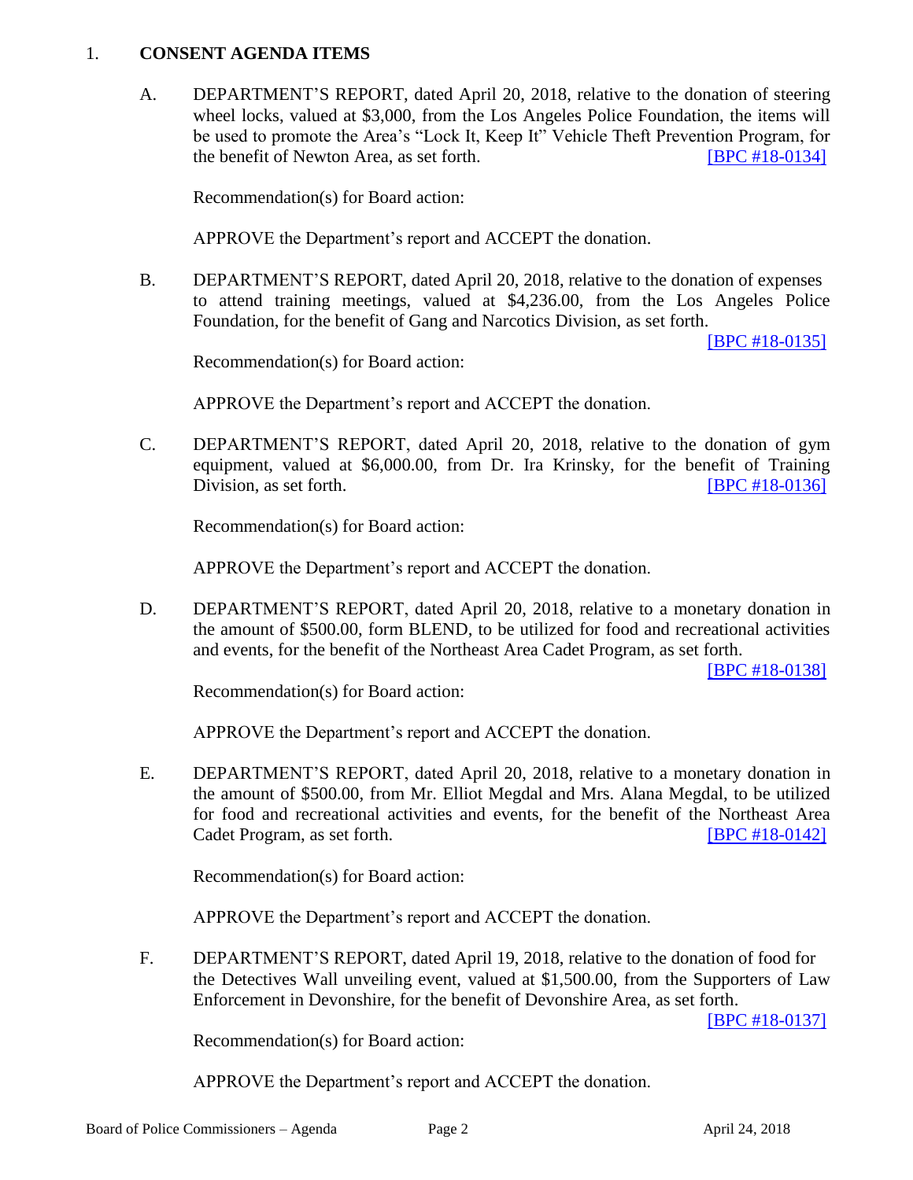1. **CONSENT AGENDA ITEMS**

A. DEPARTMENT'S REPORT, dated April 20, 2018, relative to the donation of steering wheel locks, valued at $3,000, from the Los Angeles Police Foundation, the items will be used to promote the Area's "Lock It, Keep It" Vehicle Theft Prevention Program, for the benefit of Newton Area, as set forth. [BPC #18-0134]

Recommendation(s) for Board action:

APPROVE the Department's report and ACCEPT the donation.

B. DEPARTMENT'S REPORT, dated April 20, 2018, relative to the donation of expenses to attend training meetings, valued at $4,236.00, from the Los Angeles Police Foundation, for the benefit of Gang and Narcotics Division, as set forth. [BPC #18-0135]

Recommendation(s) for Board action:

APPROVE the Department's report and ACCEPT the donation.

C. DEPARTMENT'S REPORT, dated April 20, 2018, relative to the donation of gym equipment, valued at $6,000.00, from Dr. Ira Krinsky, for the benefit of Training Division, as set forth. [BPC #18-0136]

Recommendation(s) for Board action:

APPROVE the Department's report and ACCEPT the donation.

D. DEPARTMENT'S REPORT, dated April 20, 2018, relative to a monetary donation in the amount of $500.00, form BLEND, to be utilized for food and recreational activities and events, for the benefit of the Northeast Area Cadet Program, as set forth. [BPC #18-0138]

Recommendation(s) for Board action:

APPROVE the Department's report and ACCEPT the donation.

E. DEPARTMENT'S REPORT, dated April 20, 2018, relative to a monetary donation in the amount of $500.00, from Mr. Elliot Megdal and Mrs. Alana Megdal, to be utilized for food and recreational activities and events, for the benefit of the Northeast Area Cadet Program, as set forth. [BPC #18-0142]

Recommendation(s) for Board action:

APPROVE the Department's report and ACCEPT the donation.

F. DEPARTMENT'S REPORT, dated April 19, 2018, relative to the donation of food for the Detectives Wall unveiling event, valued at $1,500.00, from the Supporters of Law Enforcement in Devonshire, for the benefit of Devonshire Area, as set forth. [BPC #18-0137]

Recommendation(s) for Board action:

APPROVE the Department's report and ACCEPT the donation.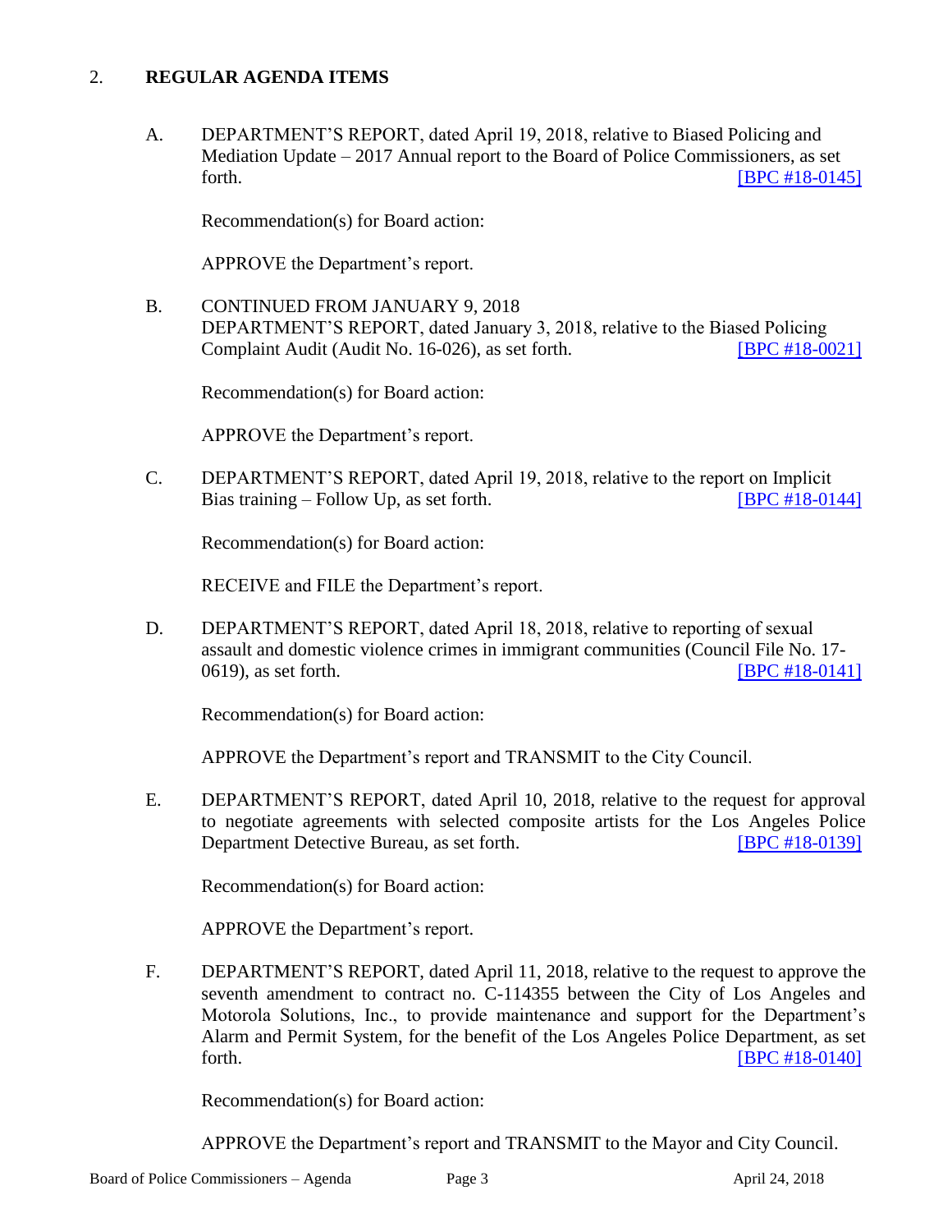## 2. REGULAR AGENDA ITEMS

A. DEPARTMENT'S REPORT, dated April 19, 2018, relative to Biased Policing and Mediation Update – 2017 Annual report to the Board of Police Commissioners, as set forth. [BPC #18-0145]

Recommendation(s) for Board action:

APPROVE the Department's report.

B. CONTINUED FROM JANUARY 9, 2018
DEPARTMENT'S REPORT, dated January 3, 2018, relative to the Biased Policing Complaint Audit (Audit No. 16-026), as set forth. [BPC #18-0021]

Recommendation(s) for Board action:

APPROVE the Department's report.

C. DEPARTMENT'S REPORT, dated April 19, 2018, relative to the report on Implicit Bias training – Follow Up, as set forth. [BPC #18-0144]

Recommendation(s) for Board action:

RECEIVE and FILE the Department's report.

D. DEPARTMENT'S REPORT, dated April 18, 2018, relative to reporting of sexual assault and domestic violence crimes in immigrant communities (Council File No. 17-0619), as set forth. [BPC #18-0141]

Recommendation(s) for Board action:

APPROVE the Department's report and TRANSMIT to the City Council.

E. DEPARTMENT'S REPORT, dated April 10, 2018, relative to the request for approval to negotiate agreements with selected composite artists for the Los Angeles Police Department Detective Bureau, as set forth. [BPC #18-0139]

Recommendation(s) for Board action:

APPROVE the Department's report.

F. DEPARTMENT'S REPORT, dated April 11, 2018, relative to the request to approve the seventh amendment to contract no. C-114355 between the City of Los Angeles and Motorola Solutions, Inc., to provide maintenance and support for the Department's Alarm and Permit System, for the benefit of the Los Angeles Police Department, as set forth. [BPC #18-0140]

Recommendation(s) for Board action:

APPROVE the Department's report and TRANSMIT to the Mayor and City Council.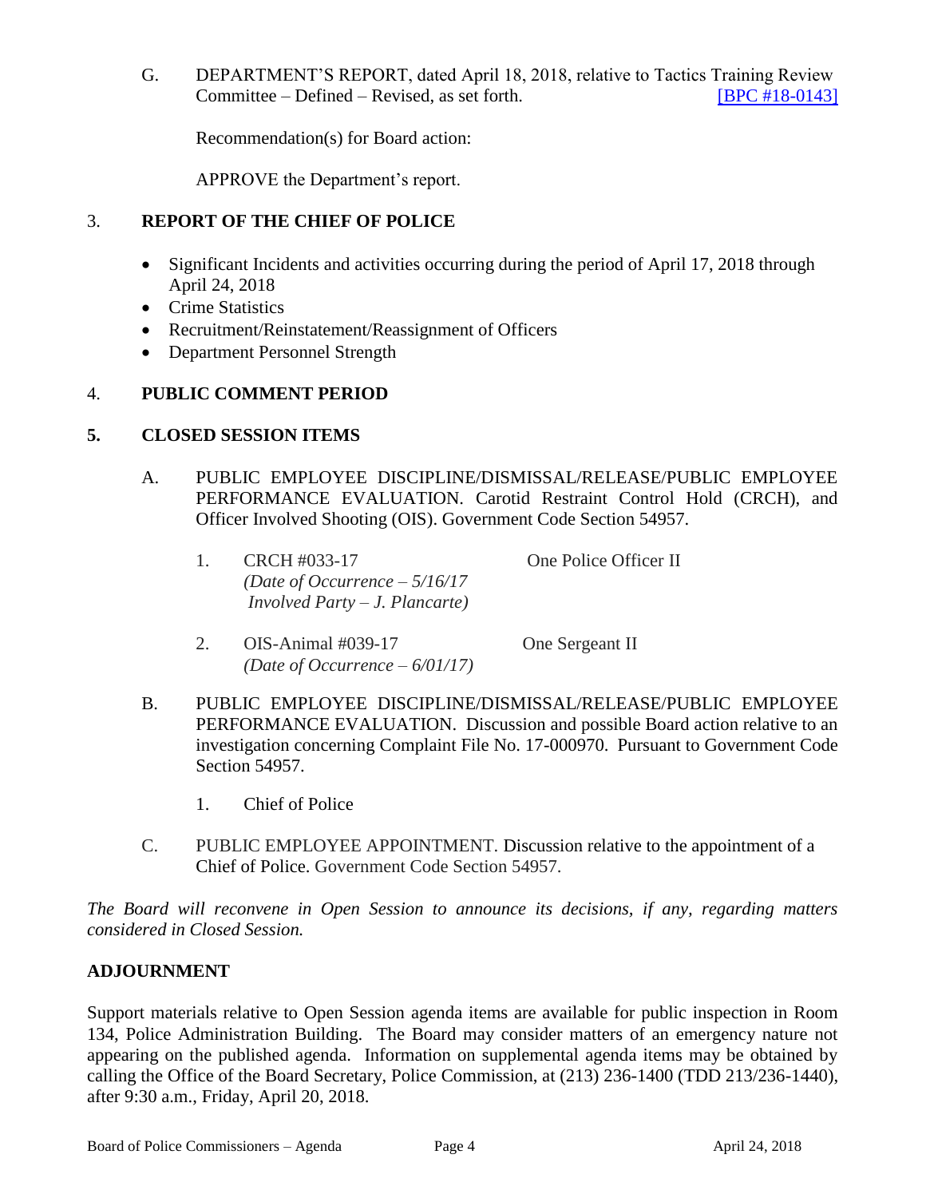G. DEPARTMENT'S REPORT, dated April 18, 2018, relative to Tactics Training Review Committee – Defined – Revised, as set forth. [BPC #18-0143]

Recommendation(s) for Board action:

APPROVE the Department's report.

## 3. REPORT OF THE CHIEF OF POLICE

- Significant Incidents and activities occurring during the period of April 17, 2018 through April 24, 2018
- Crime Statistics
- Recruitment/Reinstatement/Reassignment of Officers
- Department Personnel Strength

## 4. PUBLIC COMMENT PERIOD

## 5. CLOSED SESSION ITEMS

A. PUBLIC EMPLOYEE DISCIPLINE/DISMISSAL/RELEASE/PUBLIC EMPLOYEE PERFORMANCE EVALUATION. Carotid Restraint Control Hold (CRCH), and Officer Involved Shooting (OIS). Government Code Section 54957.

1. CRCH #033-17 — One Police Officer II
   *(Date of Occurrence – 5/16/17*
   *Involved Party – J. Plancarte)*

2. OIS-Animal #039-17 — One Sergeant II
   *(Date of Occurrence – 6/01/17)*

B. PUBLIC EMPLOYEE DISCIPLINE/DISMISSAL/RELEASE/PUBLIC EMPLOYEE PERFORMANCE EVALUATION. Discussion and possible Board action relative to an investigation concerning Complaint File No. 17-000970. Pursuant to Government Code Section 54957.

1. Chief of Police

C. PUBLIC EMPLOYEE APPOINTMENT. Discussion relative to the appointment of a Chief of Police. Government Code Section 54957.

*The Board will reconvene in Open Session to announce its decisions, if any, regarding matters considered in Closed Session.*

## ADJOURNMENT

Support materials relative to Open Session agenda items are available for public inspection in Room 134, Police Administration Building. The Board may consider matters of an emergency nature not appearing on the published agenda. Information on supplemental agenda items may be obtained by calling the Office of the Board Secretary, Police Commission, at (213) 236-1400 (TDD 213/236-1440), after 9:30 a.m., Friday, April 20, 2018.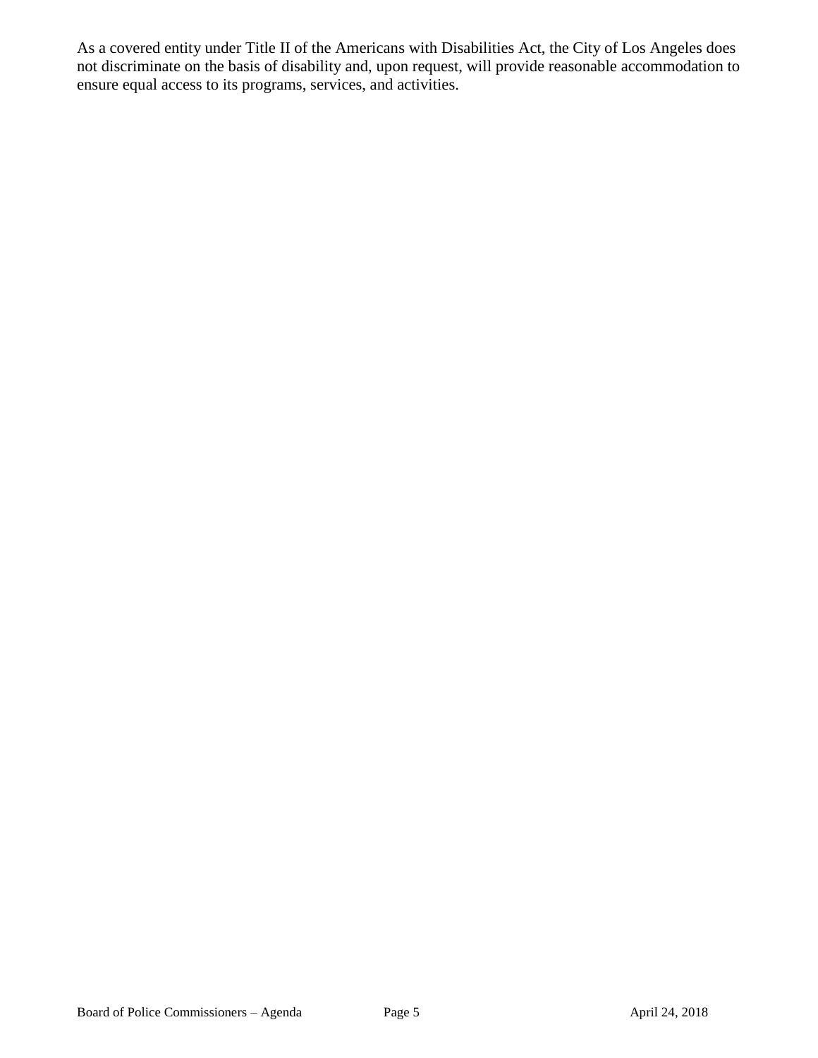As a covered entity under Title II of the Americans with Disabilities Act, the City of Los Angeles does not discriminate on the basis of disability and, upon request, will provide reasonable accommodation to ensure equal access to its programs, services, and activities.